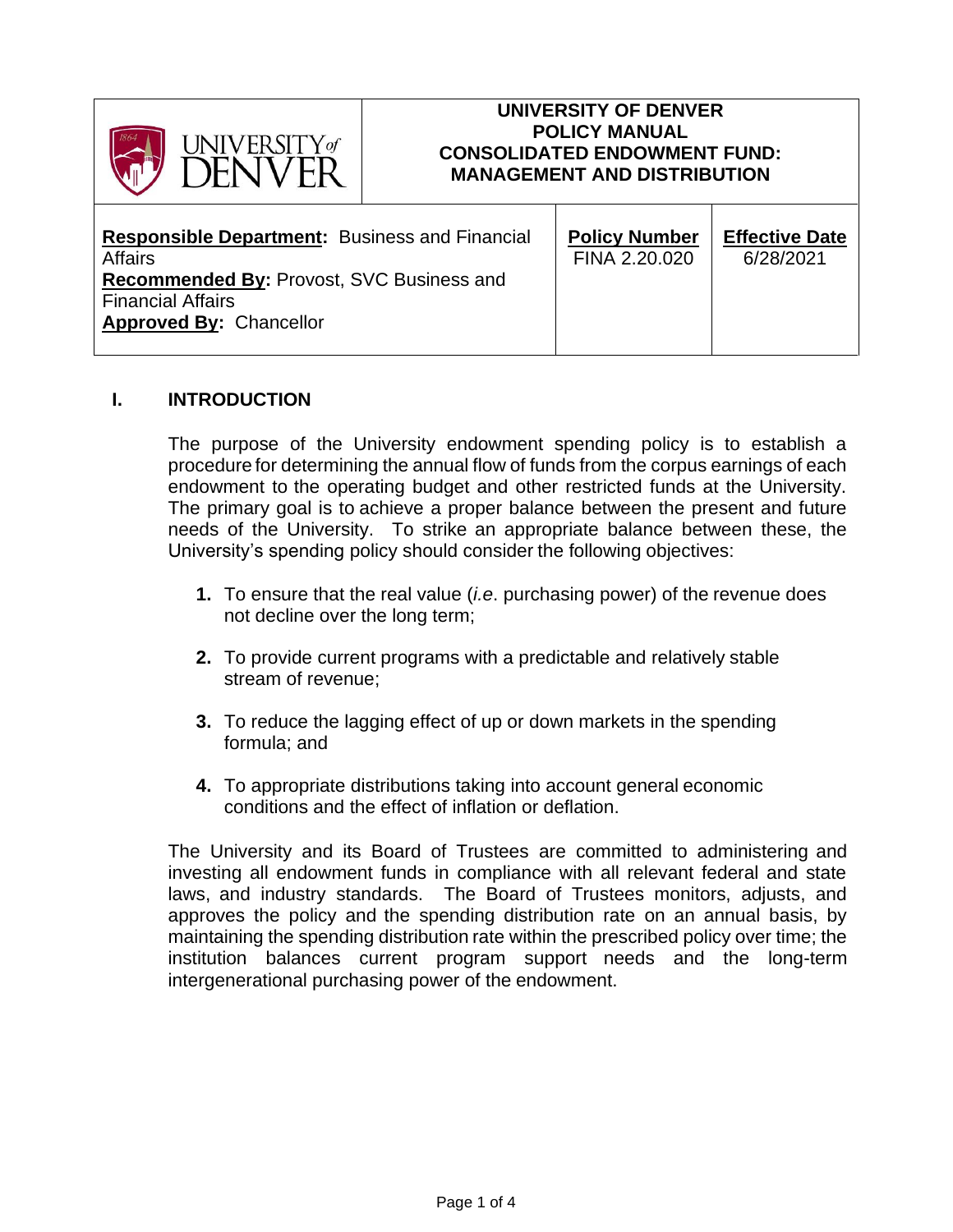| UNIVERSITY of DENVER | UNIVERSITY OF DENVER<br>POLICY MANUAL<br>CONSOLIDATED ENDOWMENT FUND:<br>MANAGEMENT AND DISTRIBUTION | |
|---|---|---|
| **Responsible Department:** Business and Financial Affairs<br>**Recommended By:** Provost, SVC Business and Financial Affairs<br>**Approved By:** Chancellor | **Policy Number**<br>FINA 2.20.020 | **Effective Date**<br>6/28/2021 |

## I. INTRODUCTION

The purpose of the University endowment spending policy is to establish a procedure for determining the annual flow of funds from the corpus earnings of each endowment to the operating budget and other restricted funds at the University. The primary goal is to achieve a proper balance between the present and future needs of the University. To strike an appropriate balance between these, the University's spending policy should consider the following objectives:

1. To ensure that the real value (*i.e.* purchasing power) of the revenue does not decline over the long term;
2. To provide current programs with a predictable and relatively stable stream of revenue;
3. To reduce the lagging effect of up or down markets in the spending formula; and
4. To appropriate distributions taking into account general economic conditions and the effect of inflation or deflation.

The University and its Board of Trustees are committed to administering and investing all endowment funds in compliance with all relevant federal and state laws, and industry standards. The Board of Trustees monitors, adjusts, and approves the policy and the spending distribution rate on an annual basis, by maintaining the spending distribution rate within the prescribed policy over time; the institution balances current program support needs and the long-term intergenerational purchasing power of the endowment.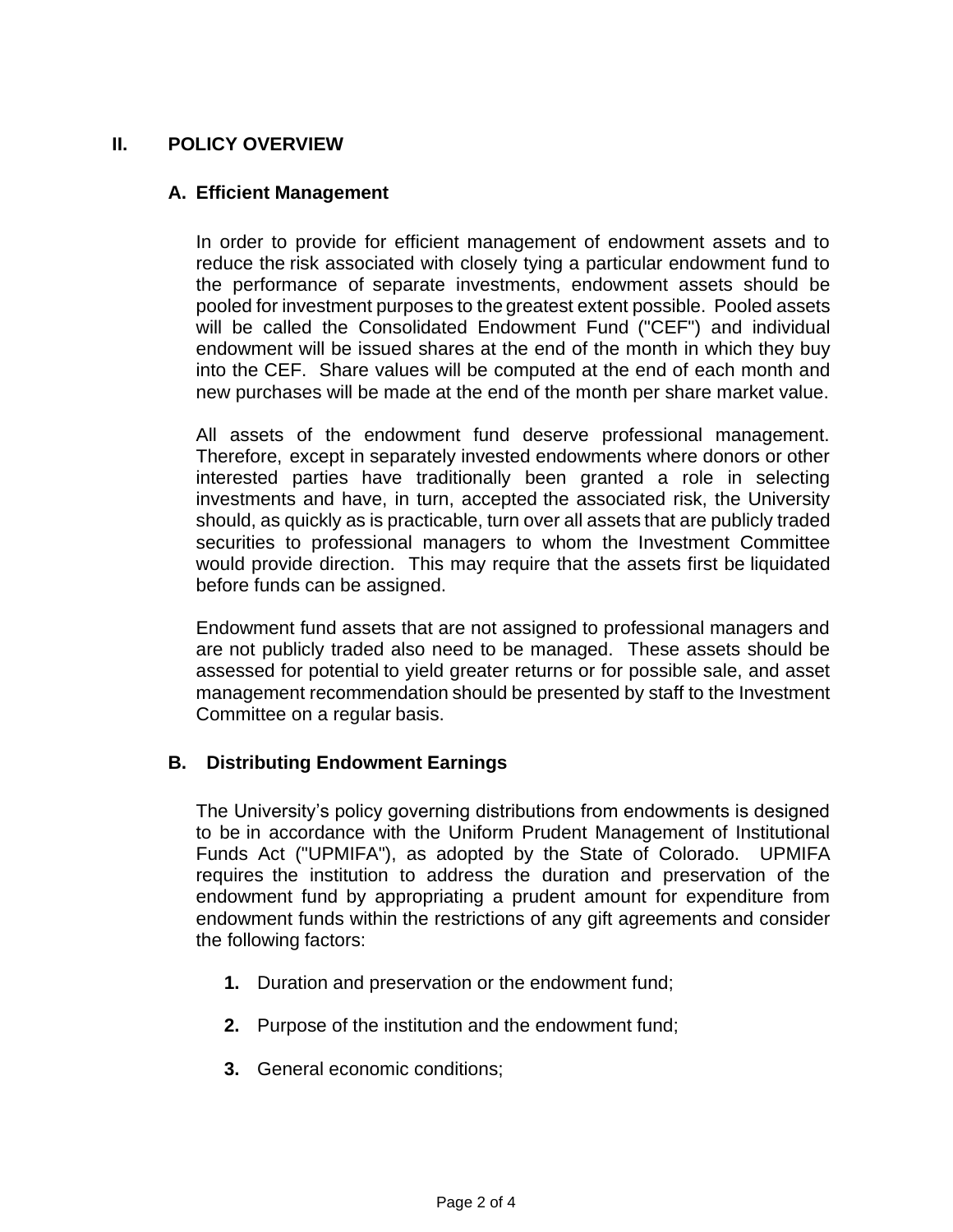## II. POLICY OVERVIEW

### A. Efficient Management

In order to provide for efficient management of endowment assets and to reduce the risk associated with closely tying a particular endowment fund to the performance of separate investments, endowment assets should be pooled for investment purposes to the greatest extent possible. Pooled assets will be called the Consolidated Endowment Fund ("CEF") and individual endowment will be issued shares at the end of the month in which they buy into the CEF. Share values will be computed at the end of each month and new purchases will be made at the end of the month per share market value.

All assets of the endowment fund deserve professional management. Therefore, except in separately invested endowments where donors or other interested parties have traditionally been granted a role in selecting investments and have, in turn, accepted the associated risk, the University should, as quickly as is practicable, turn over all assets that are publicly traded securities to professional managers to whom the Investment Committee would provide direction. This may require that the assets first be liquidated before funds can be assigned.

Endowment fund assets that are not assigned to professional managers and are not publicly traded also need to be managed. These assets should be assessed for potential to yield greater returns or for possible sale, and asset management recommendation should be presented by staff to the Investment Committee on a regular basis.

### B. Distributing Endowment Earnings

The University's policy governing distributions from endowments is designed to be in accordance with the Uniform Prudent Management of Institutional Funds Act ("UPMIFA"), as adopted by the State of Colorado. UPMIFA requires the institution to address the duration and preservation of the endowment fund by appropriating a prudent amount for expenditure from endowment funds within the restrictions of any gift agreements and consider the following factors:

1. Duration and preservation or the endowment fund;

2. Purpose of the institution and the endowment fund;

3. General economic conditions;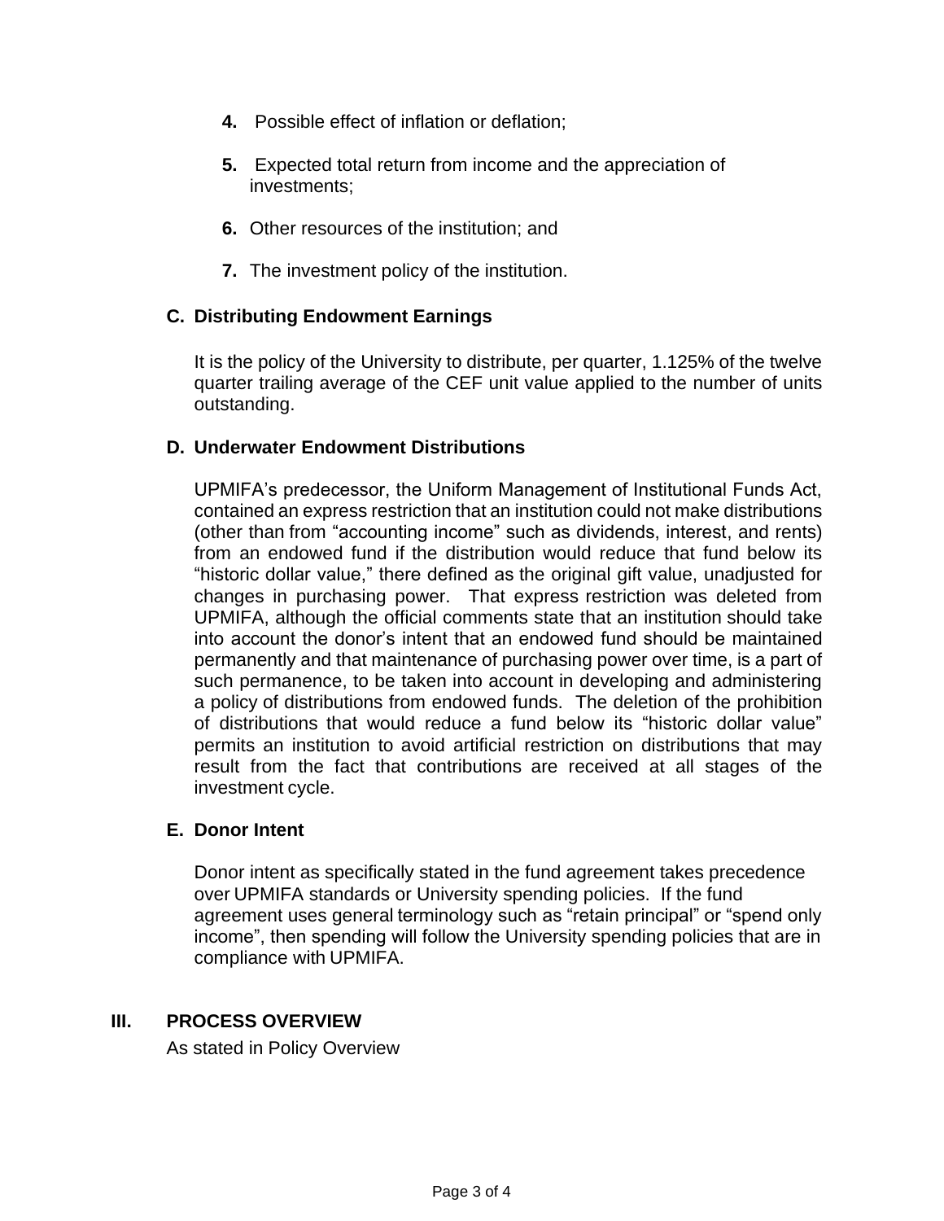4. Possible effect of inflation or deflation;

5. Expected total return from income and the appreciation of investments;

6. Other resources of the institution; and

7. The investment policy of the institution.

### C. Distributing Endowment Earnings

It is the policy of the University to distribute, per quarter, 1.125% of the twelve quarter trailing average of the CEF unit value applied to the number of units outstanding.

### D. Underwater Endowment Distributions

UPMIFA's predecessor, the Uniform Management of Institutional Funds Act, contained an express restriction that an institution could not make distributions (other than from "accounting income" such as dividends, interest, and rents) from an endowed fund if the distribution would reduce that fund below its "historic dollar value," there defined as the original gift value, unadjusted for changes in purchasing power. That express restriction was deleted from UPMIFA, although the official comments state that an institution should take into account the donor's intent that an endowed fund should be maintained permanently and that maintenance of purchasing power over time, is a part of such permanence, to be taken into account in developing and administering a policy of distributions from endowed funds. The deletion of the prohibition of distributions that would reduce a fund below its "historic dollar value" permits an institution to avoid artificial restriction on distributions that may result from the fact that contributions are received at all stages of the investment cycle.

### E. Donor Intent

Donor intent as specifically stated in the fund agreement takes precedence over UPMIFA standards or University spending policies. If the fund agreement uses general terminology such as "retain principal" or "spend only income", then spending will follow the University spending policies that are in compliance with UPMIFA.

## III. PROCESS OVERVIEW

As stated in Policy Overview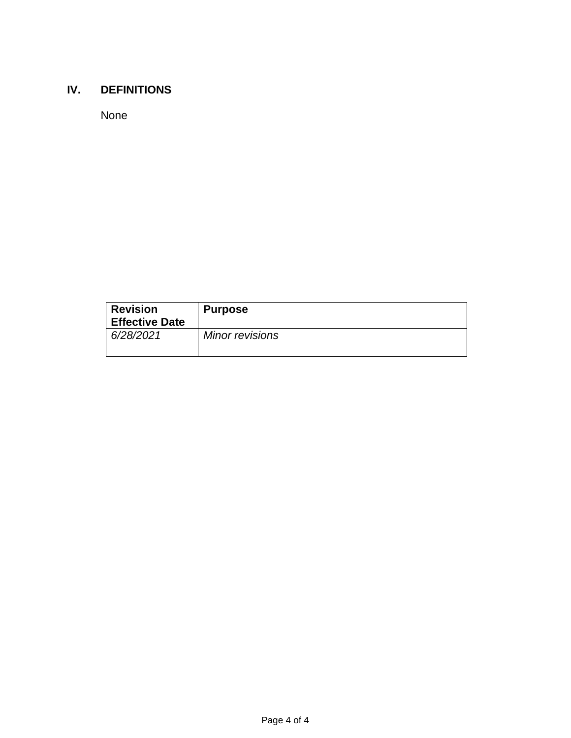## IV. DEFINITIONS

None

| **Revision Effective Date** | **Purpose** |
|---|---|
| *6/28/2021* | *Minor revisions* |